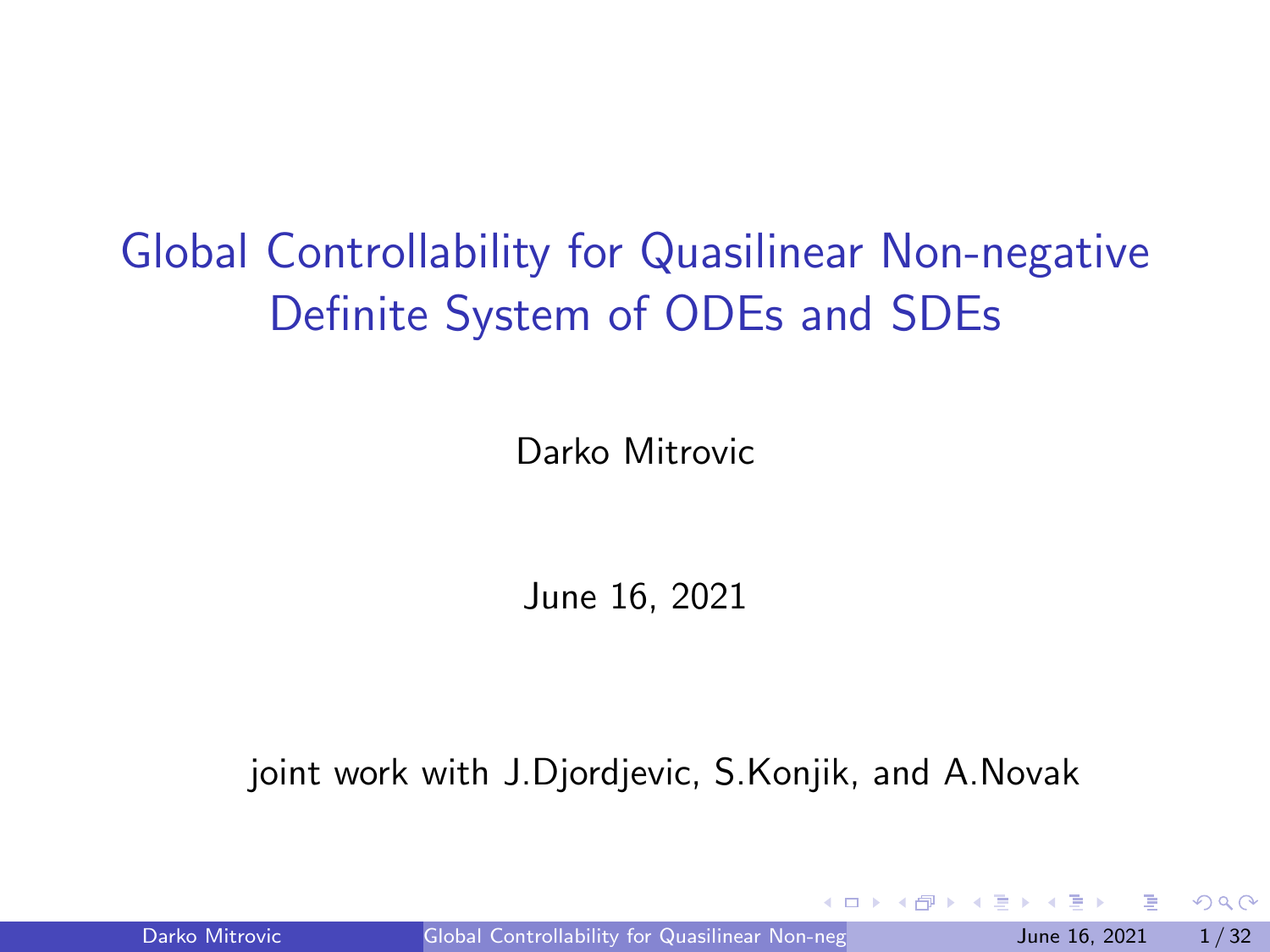# Global Controllability for Quasilinear Non-negative Definite System of ODEs and SDEs

Darko Mitrovic

June 16, 2021

joint work with J.Djordjevic, S.Konjik, and A.Novak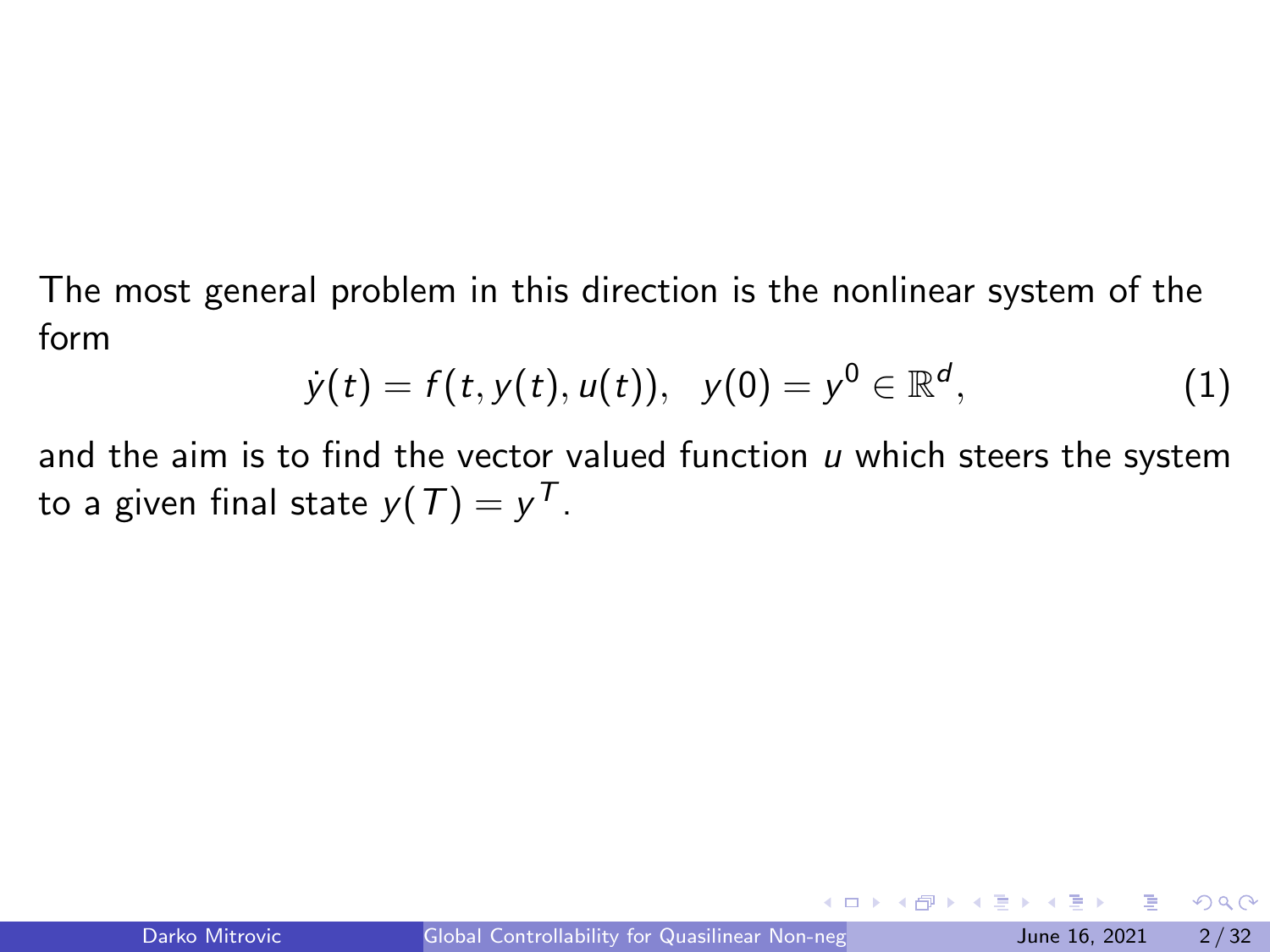The most general problem in this direction is the nonlinear system of the form

$$\dot{y}(t) = f(t, y(t), u(t)), \quad y(0) = y^0 \in \mathbb{R}^d, \tag{1}$$

and the aim is to find the vector valued function $u$ which steers the system to a given final state $y(T) = y^T$.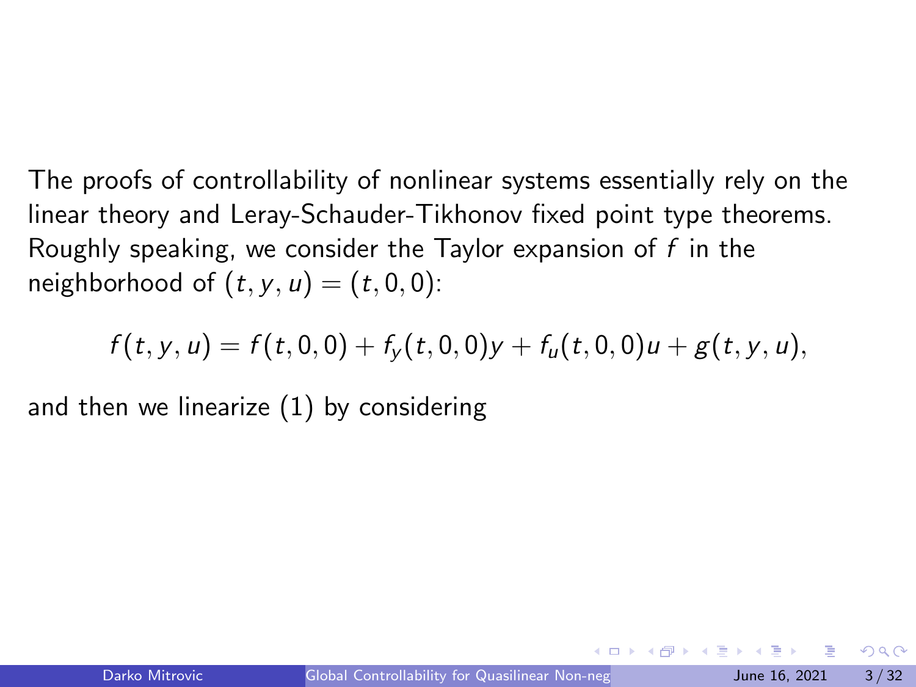The proofs of controllability of nonlinear systems essentially rely on the linear theory and Leray-Schauder-Tikhonov fixed point type theorems. Roughly speaking, we consider the Taylor expansion of $f$ in the neighborhood of $(t, y, u) = (t, 0, 0)$:

$$f(t, y, u) = f(t, 0, 0) + f_y(t, 0, 0)y + f_u(t, 0, 0)u + g(t, y, u),$$

and then we linearize (1) by considering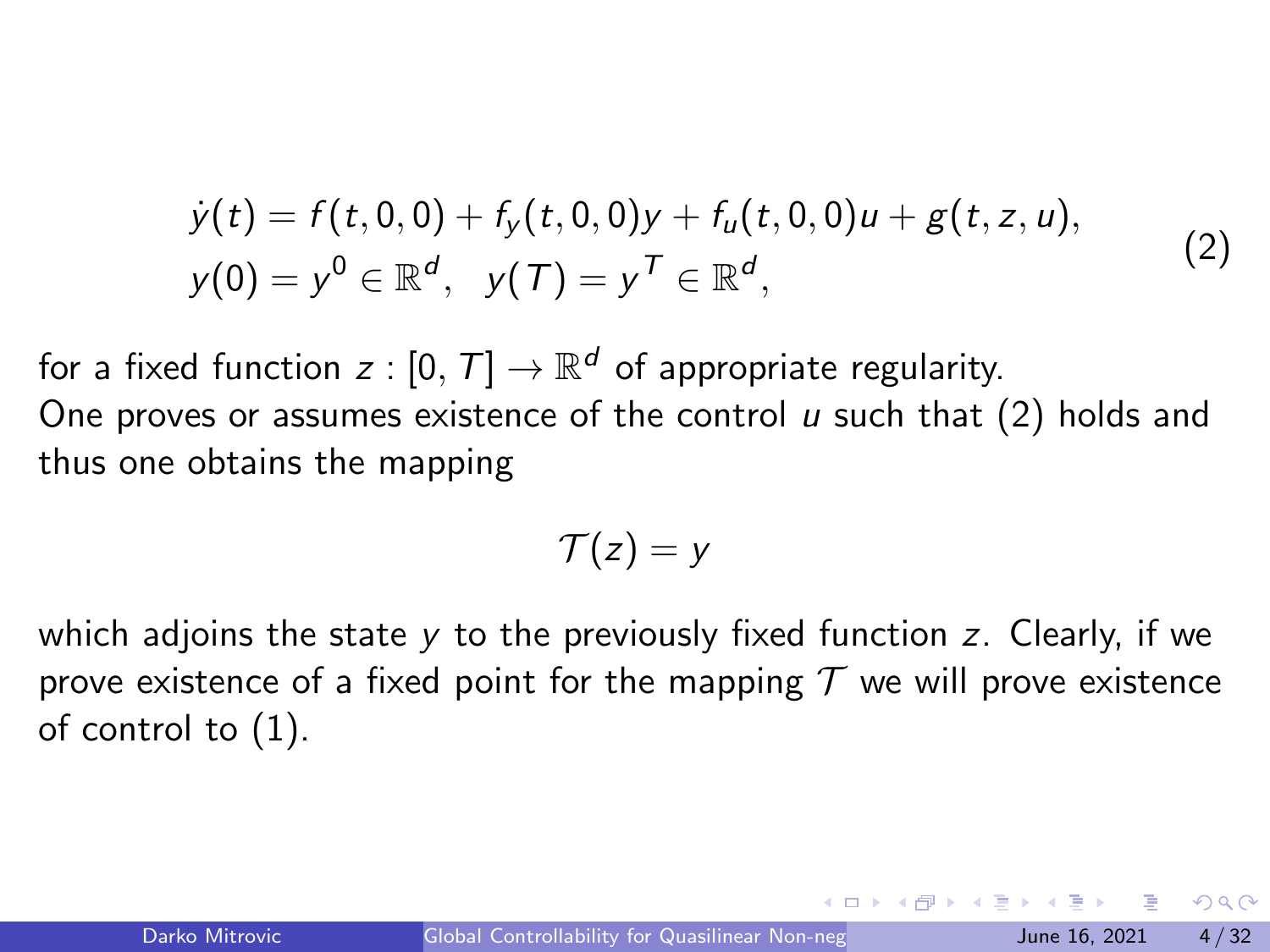$$
\begin{aligned}
&\dot{y}(t) = f(t,0,0) + f_y(t,0,0)y + f_u(t,0,0)u + g(t,z,u), \\
&y(0) = y^0 \in \mathbb{R}^d, \quad y(T) = y^T \in \mathbb{R}^d,
\end{aligned}
\tag{2}
$$

for a fixed function $z : [0, T] \to \mathbb{R}^d$ of appropriate regularity.
One proves or assumes existence of the control $u$ such that (2) holds and thus one obtains the mapping

$$
\mathcal{T}(z) = y
$$

which adjoins the state $y$ to the previously fixed function $z$. Clearly, if we prove existence of a fixed point for the mapping $\mathcal{T}$ we will prove existence of control to (1).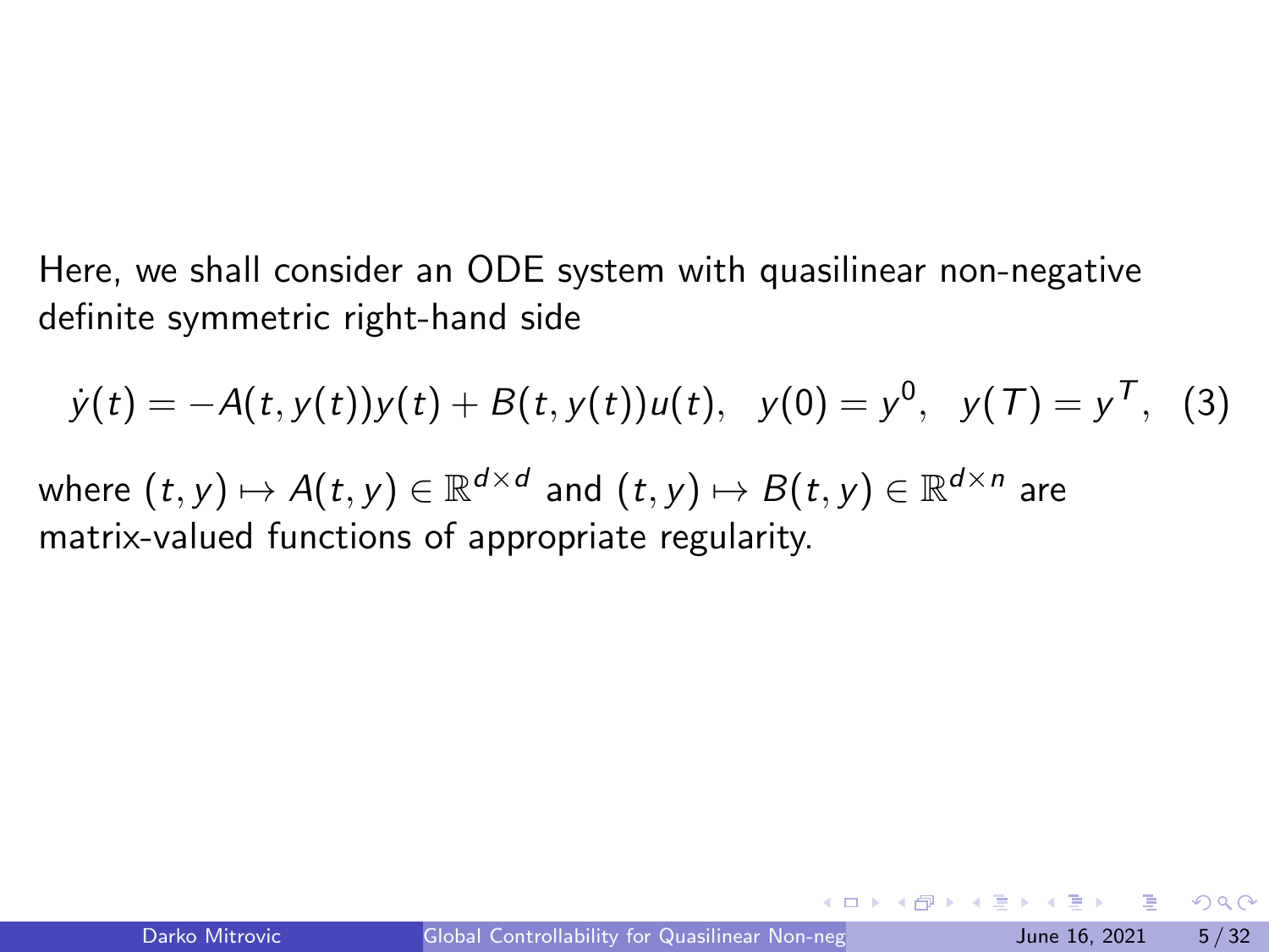Here, we shall consider an ODE system with quasilinear non-negative definite symmetric right-hand side

$$\dot{y}(t) = -A(t, y(t))y(t) + B(t, y(t))u(t), \quad y(0) = y^0, \quad y(T) = y^T, \quad (3)$$

where $(t, y) \mapsto A(t, y) \in \mathbb{R}^{d\times d}$ and $(t, y) \mapsto B(t, y) \in \mathbb{R}^{d\times n}$ are matrix-valued functions of appropriate regularity.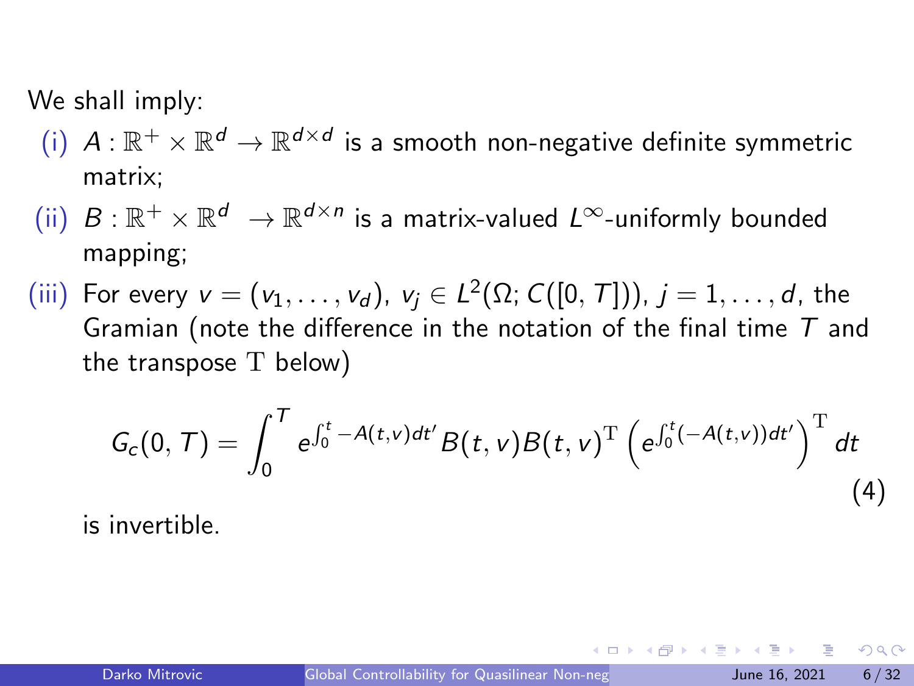We shall imply:

(i) $A : \mathbb{R}^+ \times \mathbb{R}^d \to \mathbb{R}^{d\times d}$ is a smooth non-negative definite symmetric matrix;

(ii) $B : \mathbb{R}^+ \times \mathbb{R}^d \to \mathbb{R}^{d\times n}$ is a matrix-valued $L^\infty$-uniformly bounded mapping;

(iii) For every $v = (v_1, \dots, v_d)$, $v_j \in L^2(\Omega; C([0, T]))$, $j = 1, \dots, d$, the Gramian (note the difference in the notation of the final time $T$ and the transpose $\mathrm{T}$ below)

$$G_c(0, T) = \int_0^T e^{\int_0^t -A(t,v)dt'} B(t, v)B(t, v)^{\mathrm{T}} \left(e^{\int_0^t (-A(t,v))dt'}\right)^{\mathrm{T}} dt \tag{4}$$

is invertible.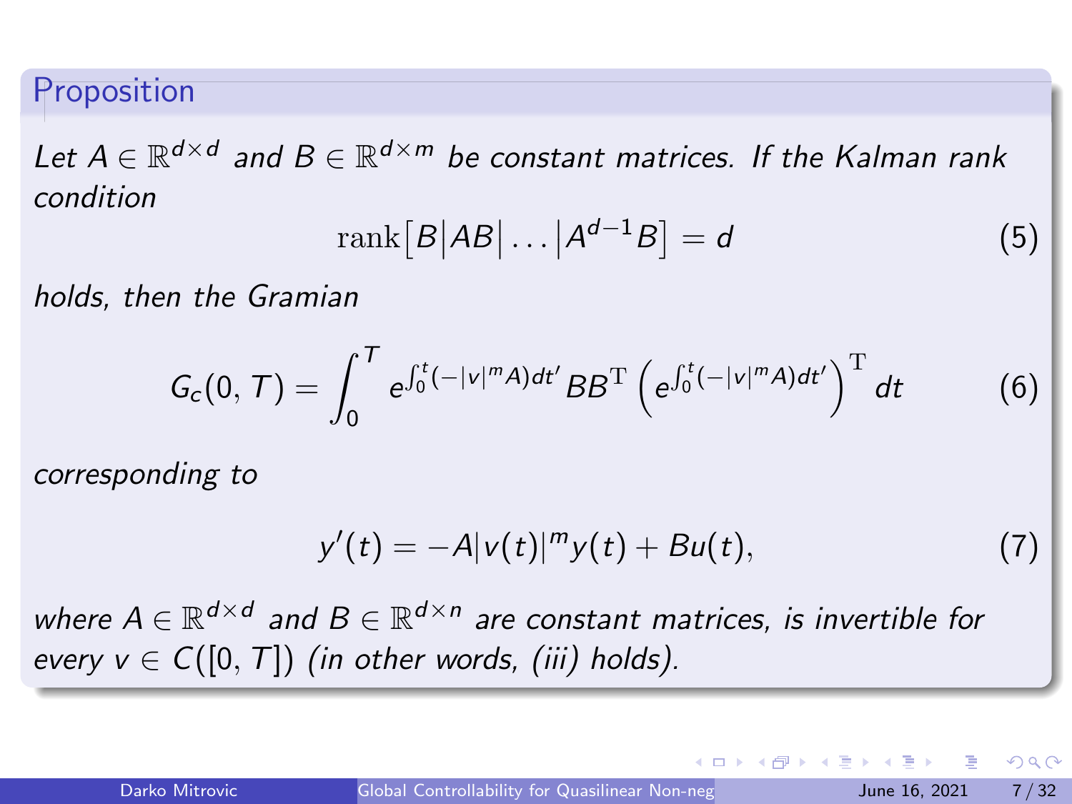### Proposition

*Let $A \in \mathbb{R}^{d\times d}$ and $B \in \mathbb{R}^{d\times m}$ be constant matrices. If the Kalman rank condition*

$$\mathrm{rank}\big[B\big|AB\big|\dots\big|A^{d-1}B\big] = d \tag{5}$$

*holds, then the Gramian*

$$G_c(0,T) = \int_0^T e^{\int_0^t (-|v|^m A)dt'} BB^{\mathrm{T}} \left(e^{\int_0^t (-|v|^m A)dt'}\right)^{\mathrm{T}} dt \tag{6}$$

*corresponding to*

$$y'(t) = -A|v(t)|^m y(t) + Bu(t), \tag{7}$$

*where $A \in \mathbb{R}^{d\times d}$ and $B \in \mathbb{R}^{d\times n}$ are constant matrices, is invertible for every $v \in C([0,T])$ (in other words, (iii) holds).*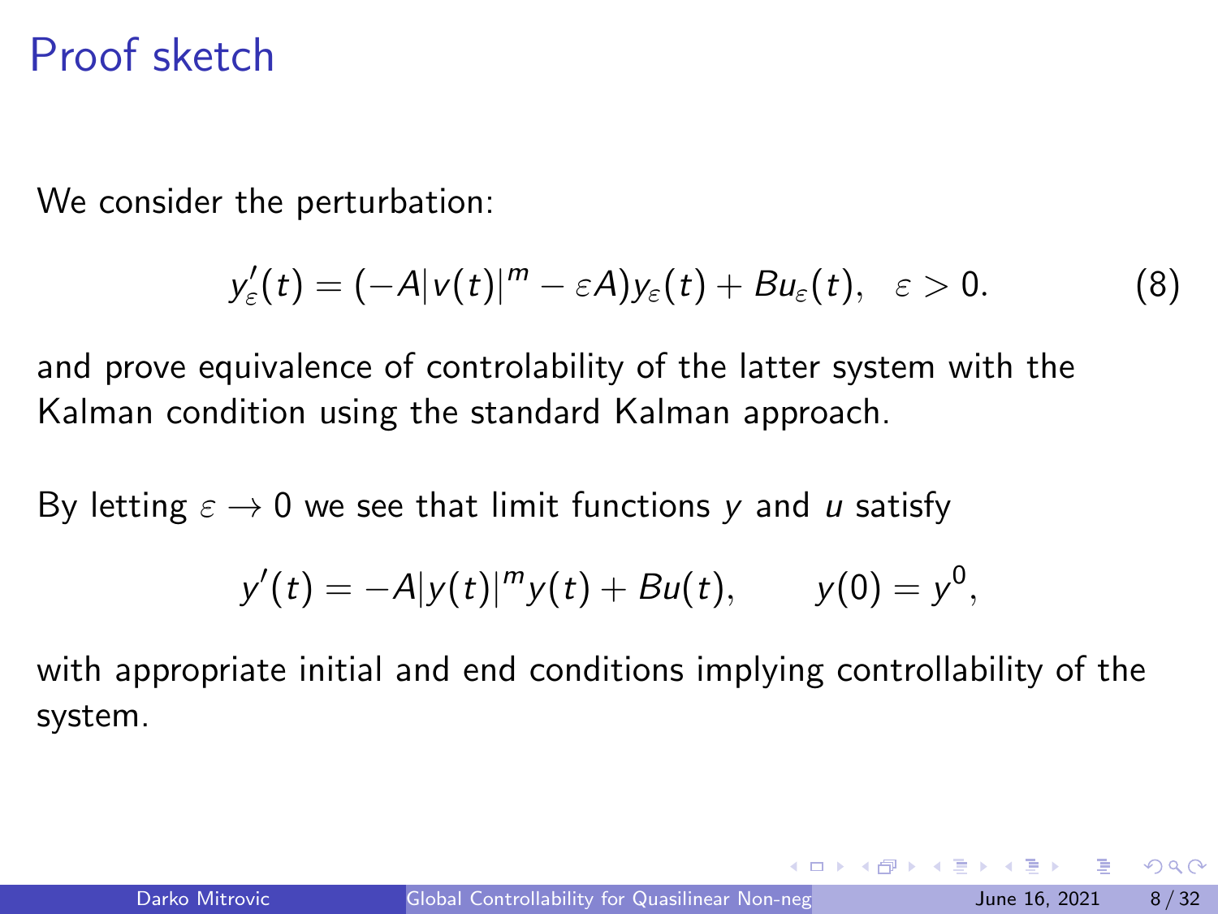# Proof sketch

We consider the perturbation:

$$y_\varepsilon'(t) = (-A|v(t)|^m - \varepsilon A)y_\varepsilon(t) + Bu_\varepsilon(t), \quad \varepsilon > 0. \tag{8}$$

and prove equivalence of controlability of the latter system with the Kalman condition using the standard Kalman approach.

By letting $\varepsilon \to 0$ we see that limit functions $y$ and $u$ satisfy

$$y'(t) = -A|y(t)|^m y(t) + Bu(t), \qquad y(0) = y^0,$$

with appropriate initial and end conditions implying controllability of the system.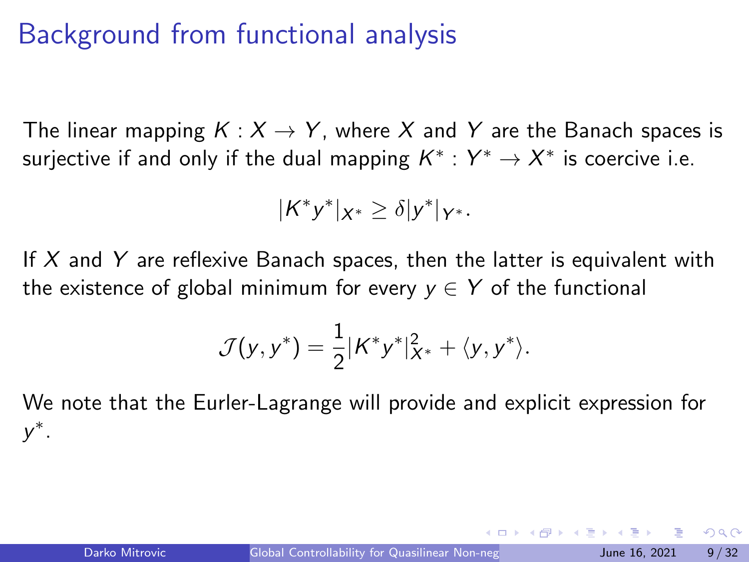# Background from functional analysis

The linear mapping $K : X \to Y$, where $X$ and $Y$ are the Banach spaces is surjective if and only if the dual mapping $K^* : Y^* \to X^*$ is coercive i.e.

$$|K^* y^*|_{X^*} \geq \delta |y^*|_{Y^*}.$$

If $X$ and $Y$ are reflexive Banach spaces, then the latter is equivalent with the existence of global minimum for every $y \in Y$ of the functional

$$\mathcal{J}(y, y^*) = \frac{1}{2} |K^* y^*|_{X^*}^2 + \langle y, y^* \rangle.$$

We note that the Eurler-Lagrange will provide and explicit expression for $y^*$.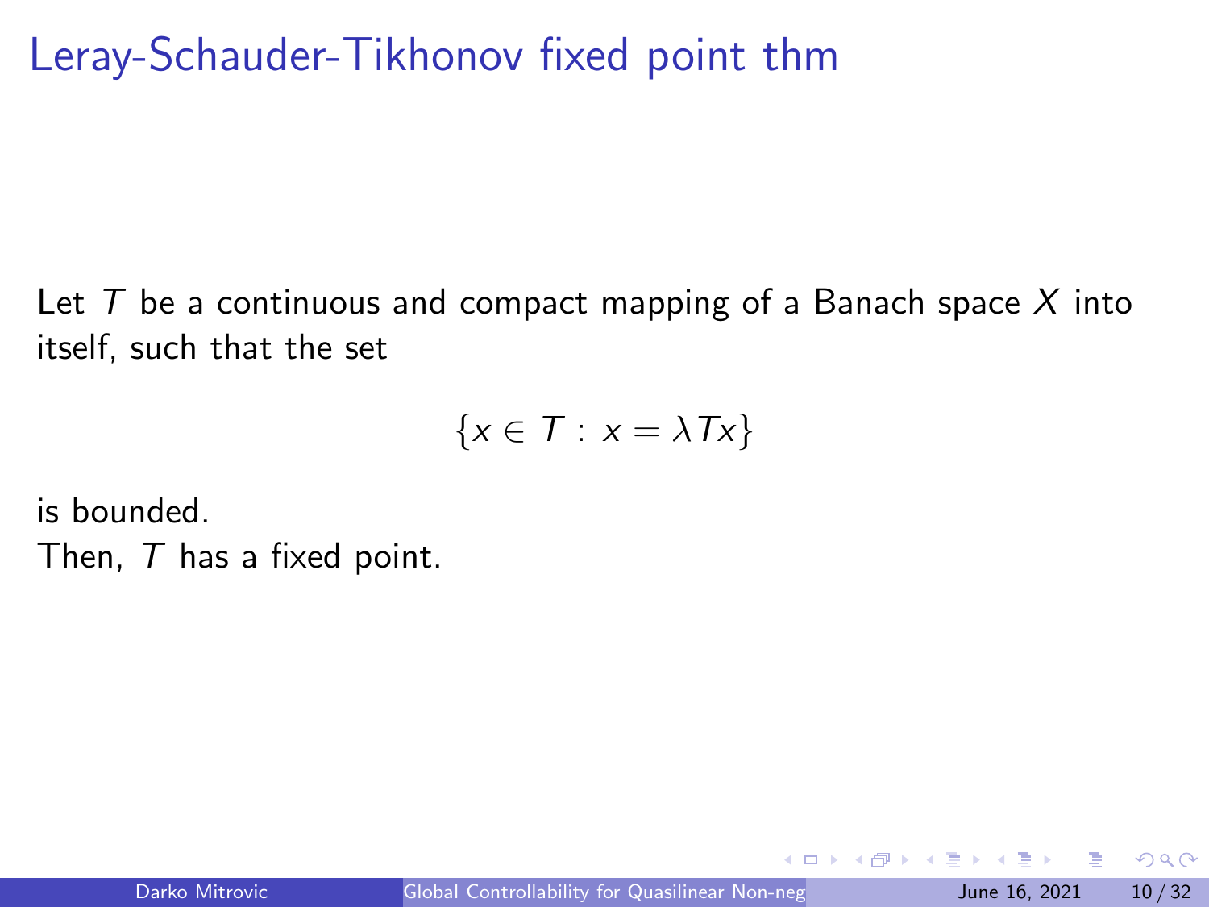# Leray-Schauder-Tikhonov fixed point thm

Let $T$ be a continuous and compact mapping of a Banach space $X$ into itself, such that the set

$$\{x \in T : x = \lambda Tx\}$$

is bounded.

Then, $T$ has a fixed point.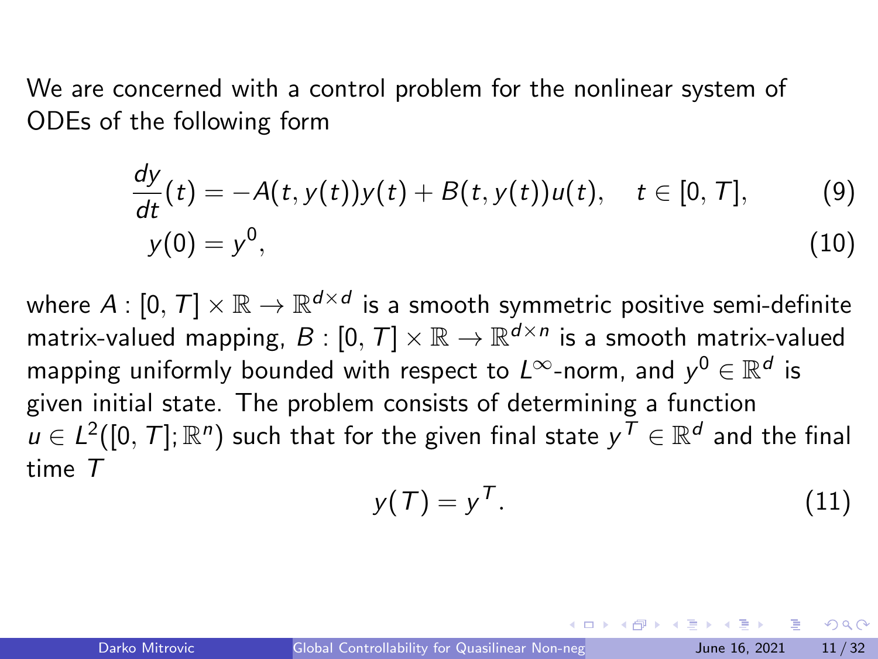We are concerned with a control problem for the nonlinear system of ODEs of the following form

$$
\frac{dy}{dt}(t) = -A(t, y(t))y(t) + B(t, y(t))u(t), \quad t \in [0, T], \tag{9}
$$

$$
y(0) = y^0, \tag{10}
$$

where $A : [0, T] \times \mathbb{R} \to \mathbb{R}^{d \times d}$ is a smooth symmetric positive semi-definite matrix-valued mapping, $B : [0, T] \times \mathbb{R} \to \mathbb{R}^{d \times n}$ is a smooth matrix-valued mapping uniformly bounded with respect to $L^\infty$-norm, and $y^0 \in \mathbb{R}^d$ is given initial state. The problem consists of determining a function $u \in L^2([0, T]; \mathbb{R}^n)$ such that for the given final state $y^T \in \mathbb{R}^d$ and the final time $T$

$$
y(T) = y^T. \tag{11}
$$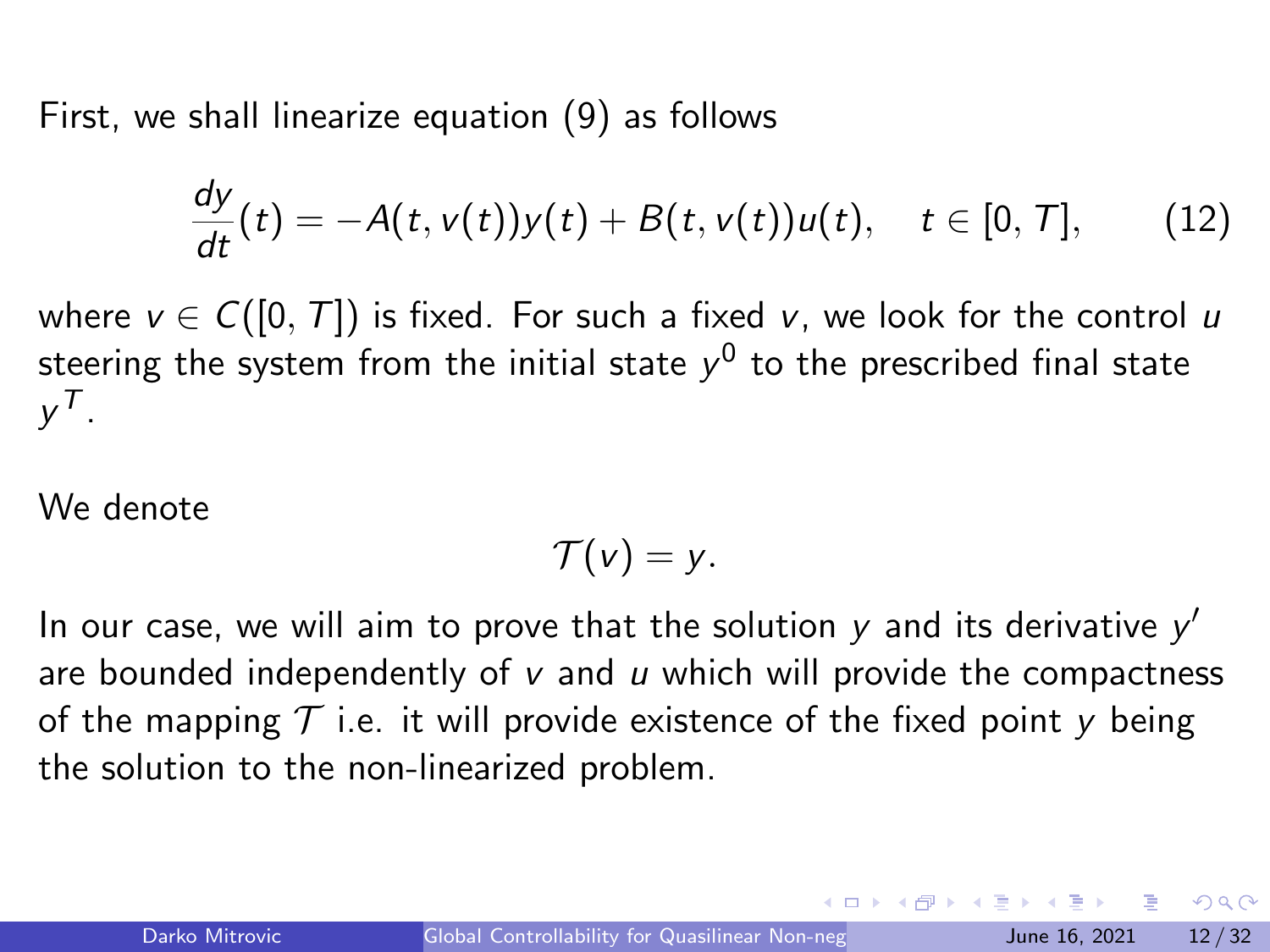First, we shall linearize equation (9) as follows

$$\frac{dy}{dt}(t) = -A(t, v(t))y(t) + B(t, v(t))u(t), \quad t \in [0, T], \tag{12}$$

where $v \in C([0, T])$ is fixed. For such a fixed $v$, we look for the control $u$ steering the system from the initial state $y^0$ to the prescribed final state $y^T$.

We denote

$$\mathcal{T}(v) = y.$$

In our case, we will aim to prove that the solution $y$ and its derivative $y'$ are bounded independently of $v$ and $u$ which will provide the compactness of the mapping $\mathcal{T}$ i.e. it will provide existence of the fixed point $y$ being the solution to the non-linearized problem.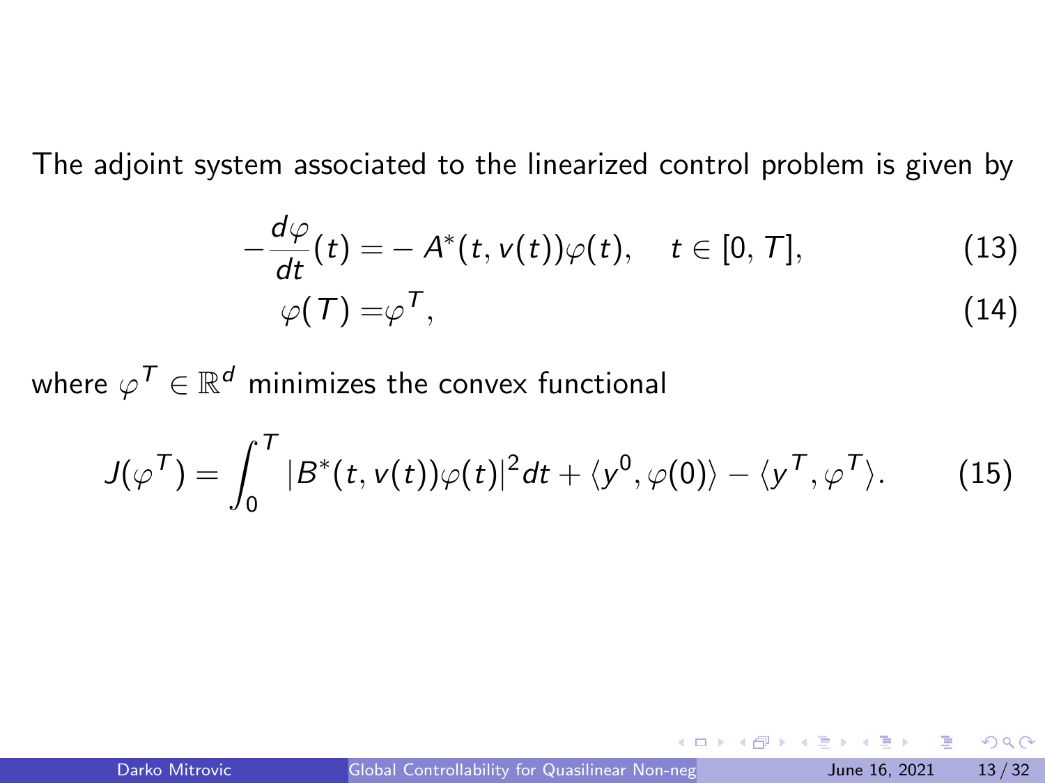The adjoint system associated to the linearized control problem is given by

$$
\begin{aligned}
-\frac{d\varphi}{dt}(t) &= - A^*(t, v(t))\varphi(t), \quad t \in [0, T], &(13)\\
\varphi(T) &= \varphi^T, &(14)
\end{aligned}
$$

where $\varphi^T \in \mathbb{R}^d$ minimizes the convex functional

$$
J(\varphi^T) = \int_0^T |B^*(t, v(t))\varphi(t)|^2 dt + \langle y^0, \varphi(0)\rangle - \langle y^T, \varphi^T\rangle. \tag{15}
$$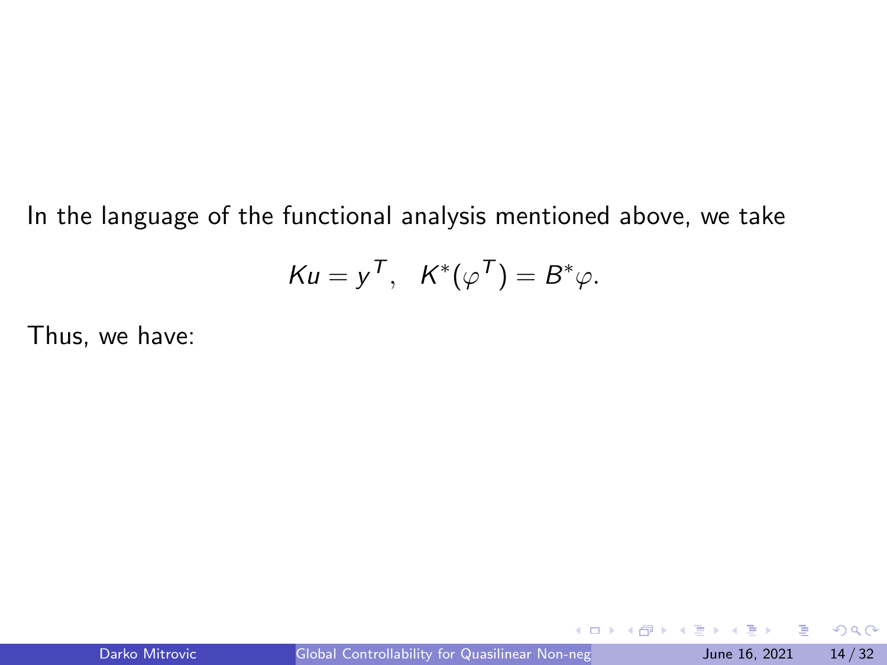In the language of the functional analysis mentioned above, we take

$$Ku = y^T, \quad K^*(\varphi^T) = B^*\varphi.$$

Thus, we have: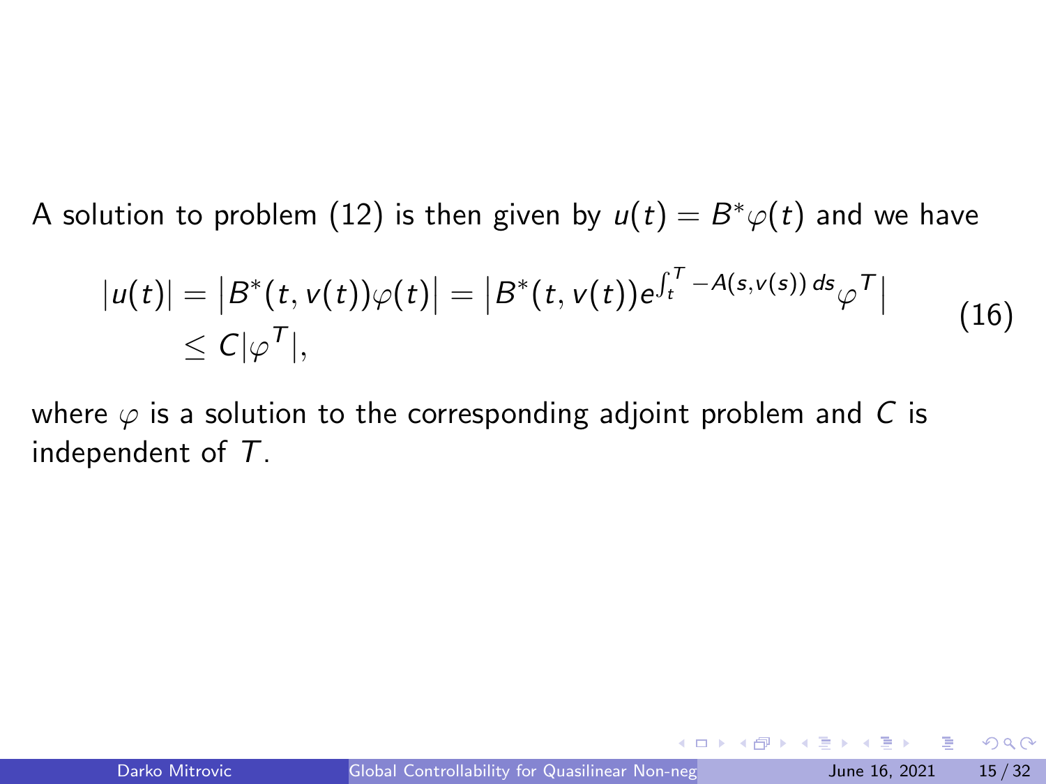A solution to problem (12) is then given by $u(t) = B^*\varphi(t)$ and we have

$$
\begin{aligned}
|u(t)| &= \left|B^*(t, v(t))\varphi(t)\right| = \left|B^*(t, v(t))e^{\int_t^T -A(s,v(s))\,ds}\varphi^T\right| \\
&\leq C|\varphi^T|,
\end{aligned}
\tag{16}
$$

where $\varphi$ is a solution to the corresponding adjoint problem and $C$ is independent of $T$.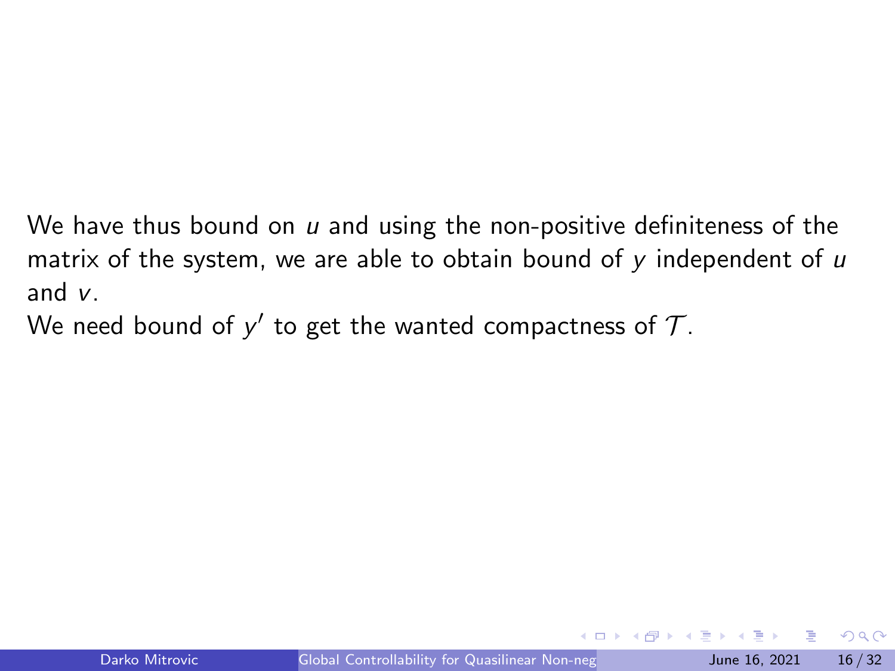We have thus bound on $u$ and using the non-positive definiteness of the matrix of the system, we are able to obtain bound of $y$ independent of $u$ and $v$.

We need bound of $y'$ to get the wanted compactness of $\mathcal{T}$.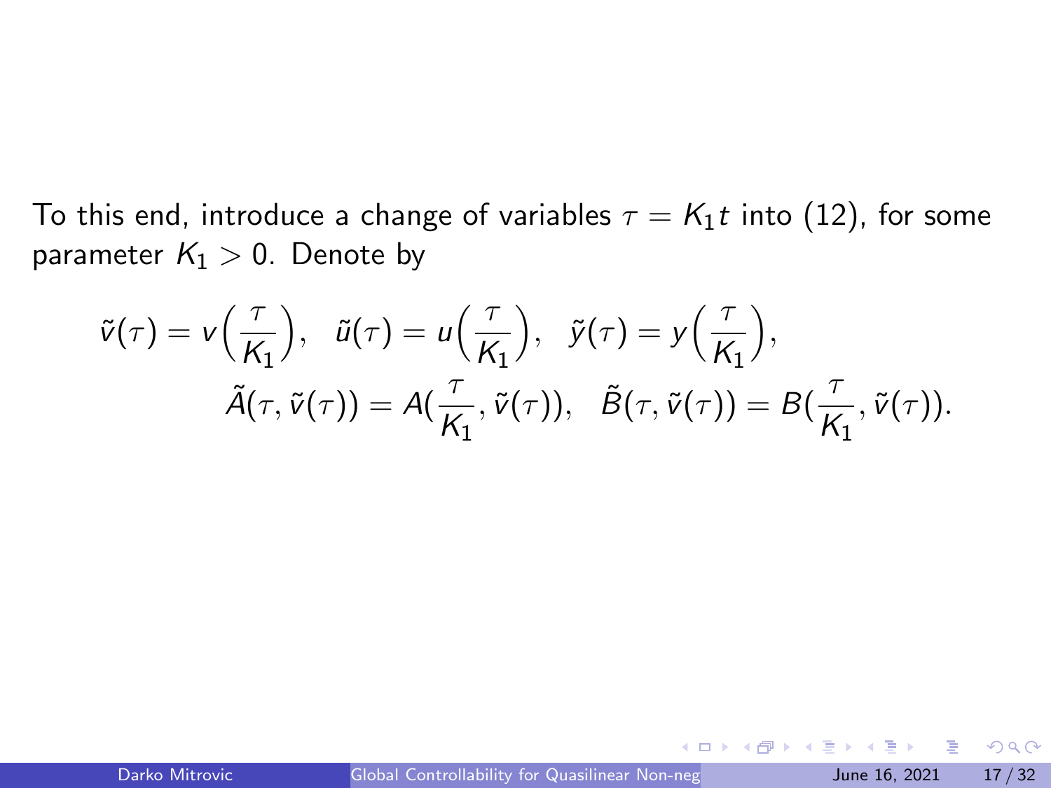To this end, introduce a change of variables $\tau = K_1 t$ into (12), for some parameter $K_1 > 0$. Denote by

$$
\tilde{v}(\tau) = v\Big(\frac{\tau}{K_1}\Big), \quad \tilde{u}(\tau) = u\Big(\frac{\tau}{K_1}\Big), \quad \tilde{y}(\tau) = y\Big(\frac{\tau}{K_1}\Big),
$$

$$
\tilde{A}(\tau, \tilde{v}(\tau)) = A(\frac{\tau}{K_1}, \tilde{v}(\tau)), \quad \tilde{B}(\tau, \tilde{v}(\tau)) = B(\frac{\tau}{K_1}, \tilde{v}(\tau)).
$$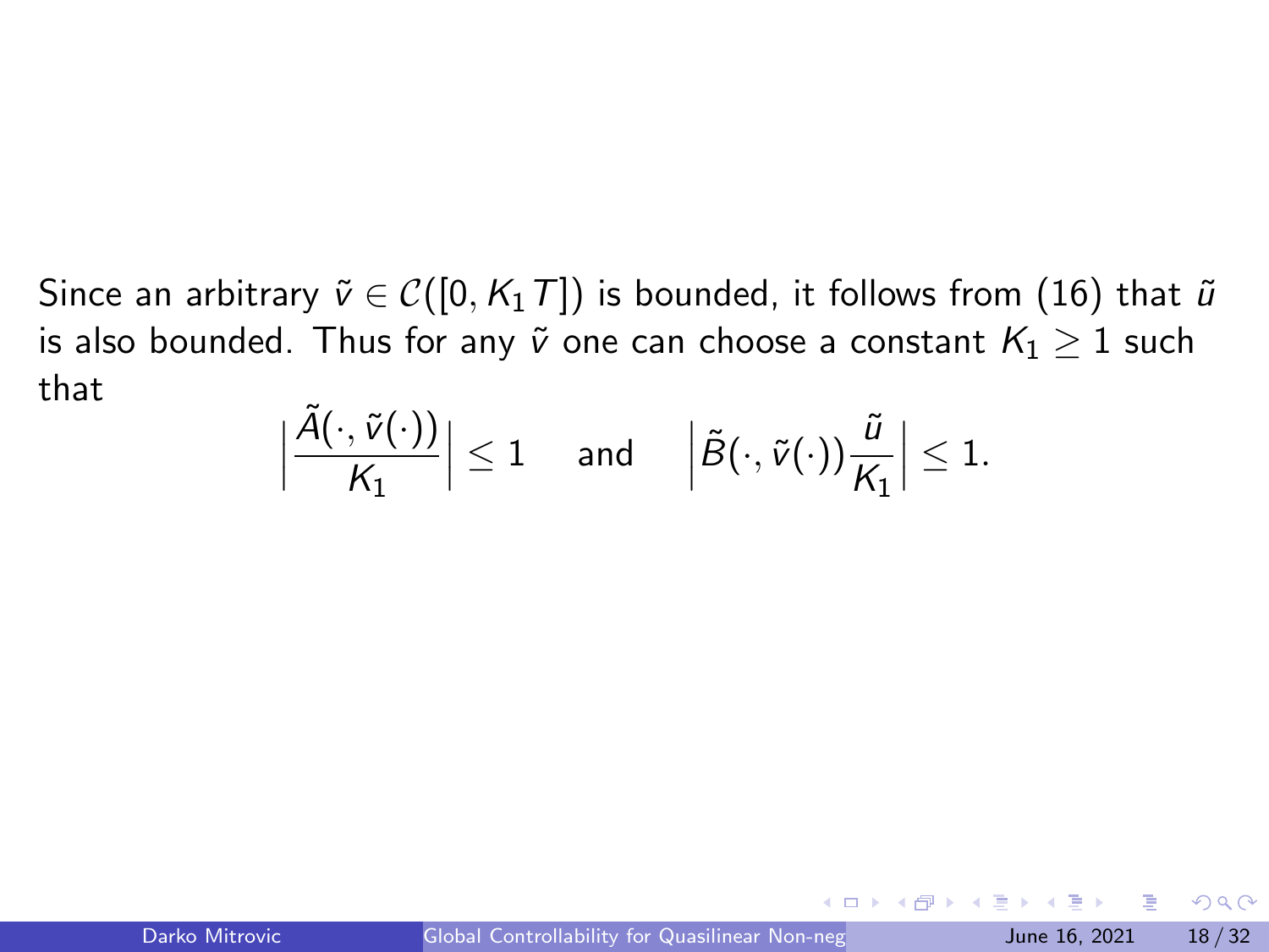Since an arbitrary $\tilde{v} \in \mathcal{C}([0, K_1 T])$ is bounded, it follows from (16) that $\tilde{u}$ is also bounded. Thus for any $\tilde{v}$ one can choose a constant $K_1 \geq 1$ such that

$$\Big|\frac{\tilde{A}(\cdot, \tilde{v}(\cdot))}{K_1}\Big| \leq 1 \quad \text{ and } \quad \Big|\tilde{B}(\cdot, \tilde{v}(\cdot))\frac{\tilde{u}}{K_1}\Big| \leq 1.$$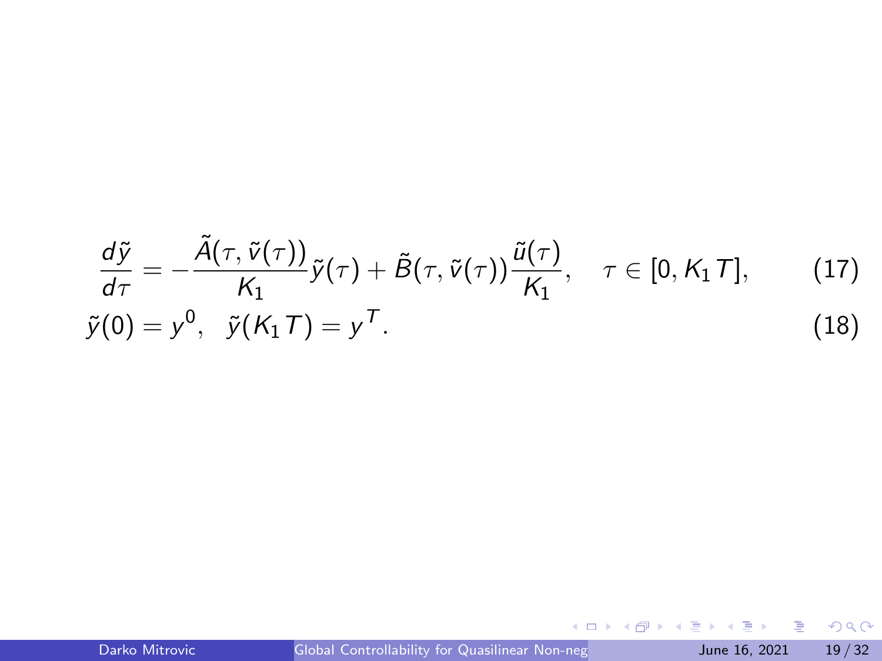$$\frac{d\tilde{y}}{d\tau} = -\frac{\tilde{A}(\tau, \tilde{v}(\tau))}{K_1}\tilde{y}(\tau) + \tilde{B}(\tau, \tilde{v}(\tau))\frac{\tilde{u}(\tau)}{K_1}, \quad \tau \in [0, K_1 T], \tag{17}$$

$$\tilde{y}(0) = y^0, \quad \tilde{y}(K_1 T) = y^T. \tag{18}$$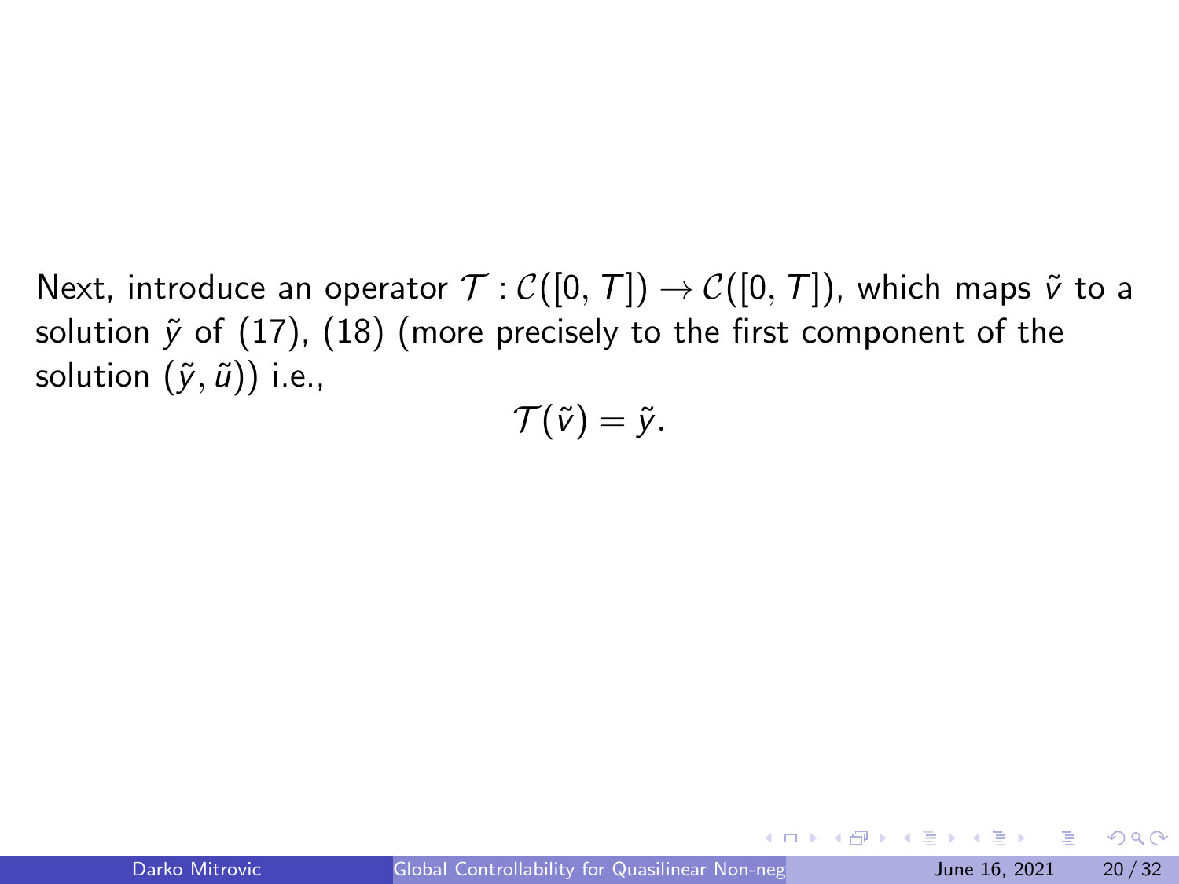Next, introduce an operator $\mathcal{T} : \mathcal{C}([0, T]) \to \mathcal{C}([0, T])$, which maps $\tilde{v}$ to a solution $\tilde{y}$ of (17), (18) (more precisely to the first component of the solution $(\tilde{y}, \tilde{u})$) i.e.,

$$\mathcal{T}(\tilde{v}) = \tilde{y}.$$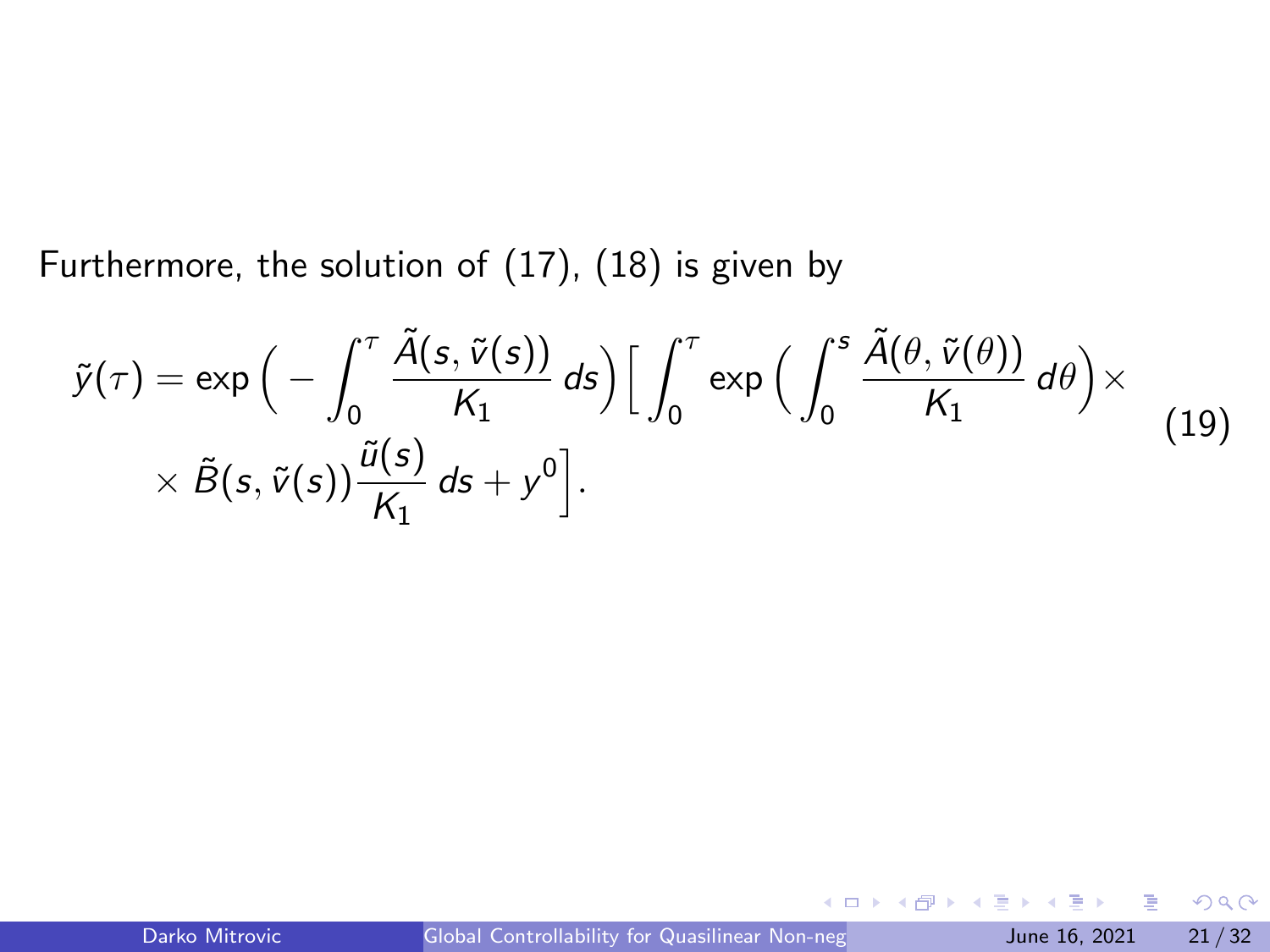Furthermore, the solution of (17), (18) is given by

$$
\begin{aligned}
\tilde{y}(\tau) = \exp\Big( -\int_0^\tau \frac{\tilde{A}(s,\tilde{v}(s))}{K_1}\, ds\Big)\Big[ \int_0^\tau \exp\Big( \int_0^s \frac{\tilde{A}(\theta,\tilde{v}(\theta))}{K_1}\, d\theta\Big) \times \\
\times\, \tilde{B}(s,\tilde{v}(s))\frac{\tilde{u}(s)}{K_1}\, ds + y^0\Big].
\end{aligned} \tag{19}
$$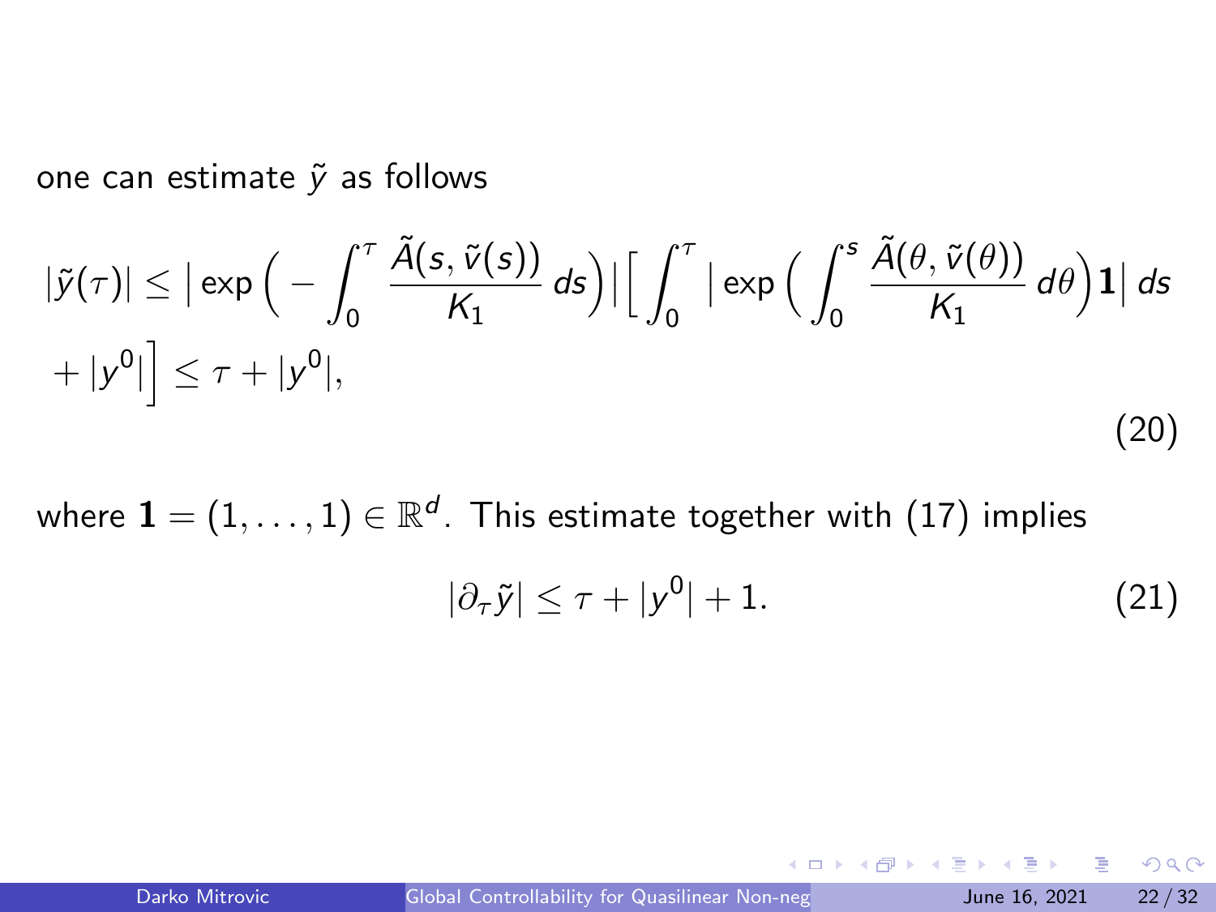one can estimate $\tilde{y}$ as follows

$$
|\tilde{y}(\tau)| \leq \Big| \exp\Big( -\int_0^\tau \frac{\tilde{A}(s,\tilde{v}(s))}{K_1}\, ds\Big)\Big| \Big[ \int_0^\tau \Big| \exp\Big( \int_0^s \frac{\tilde{A}(\theta,\tilde{v}(\theta))}{K_1}\, d\theta\Big)\mathbf{1}\Big|\, ds + |y^0| \Big] \leq \tau + |y^0|, \tag{20}
$$

where $\mathbf{1} = (1,\dots,1) \in \mathbb{R}^d$. This estimate together with (17) implies

$$
|\partial_\tau \tilde{y}| \leq \tau + |y^0| + 1. \tag{21}
$$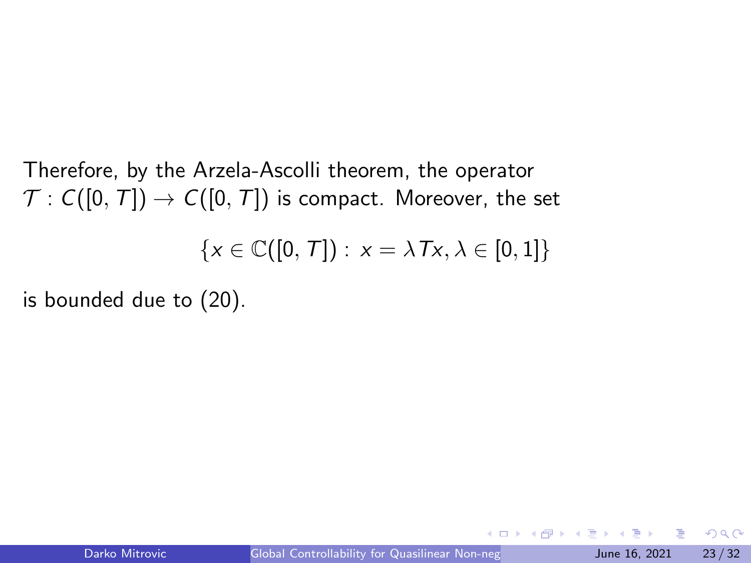Therefore, by the Arzela-Ascolli theorem, the operator $\mathcal{T} : C([0,T]) \to C([0,T])$ is compact. Moreover, the set

$$\{x \in \mathbb{C}([0,T]) : \, x = \lambda T x, \lambda \in [0,1]\}$$

is bounded due to (20).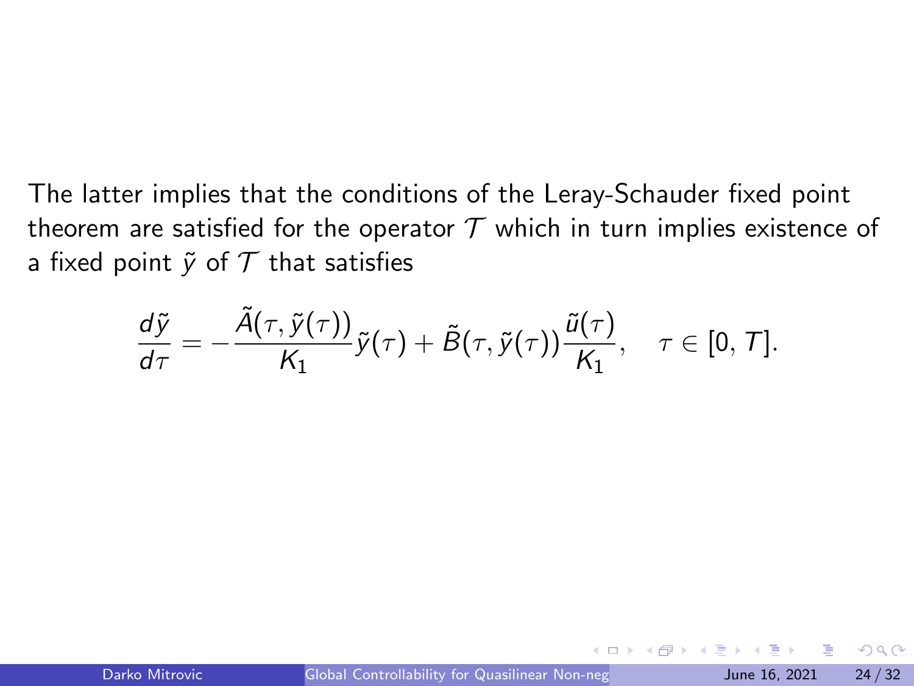The latter implies that the conditions of the Leray-Schauder fixed point theorem are satisfied for the operator $\mathcal{T}$ which in turn implies existence of a fixed point $\tilde{y}$ of $\mathcal{T}$ that satisfies

$$\frac{d\tilde{y}}{d\tau} = -\frac{\tilde{A}(\tau, \tilde{y}(\tau))}{K_1}\tilde{y}(\tau) + \tilde{B}(\tau, \tilde{y}(\tau))\frac{\tilde{u}(\tau)}{K_1}, \quad \tau \in [0, T].$$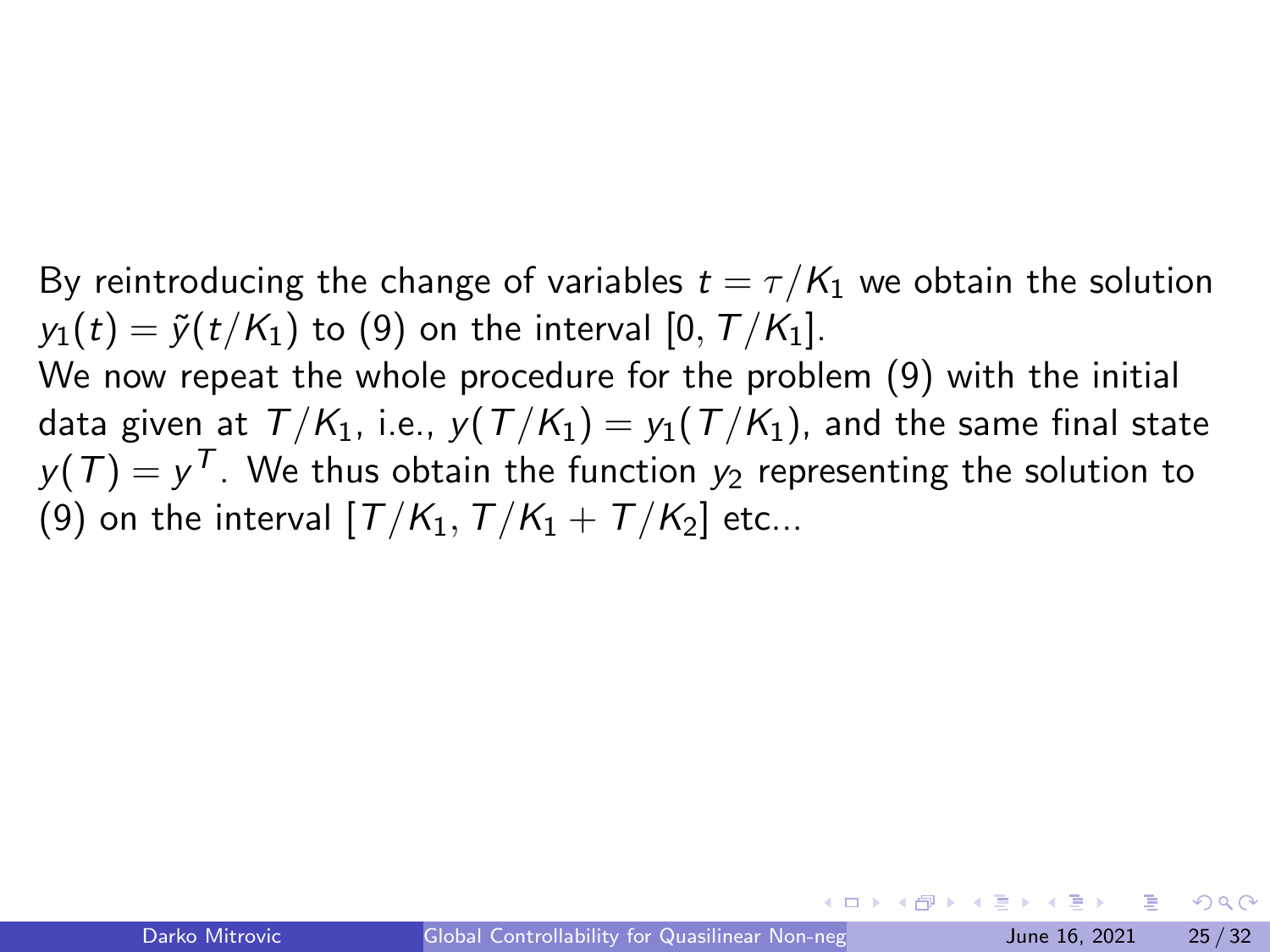By reintroducing the change of variables $t = \tau/K_1$ we obtain the solution $y_1(t) = \tilde{y}(t/K_1)$ to (9) on the interval $[0, T/K_1]$.

We now repeat the whole procedure for the problem (9) with the initial data given at $T/K_1$, i.e., $y(T/K_1) = y_1(T/K_1)$, and the same final state $y(T) = y^T$. We thus obtain the function $y_2$ representing the solution to (9) on the interval $[T/K_1, T/K_1 + T/K_2]$ etc...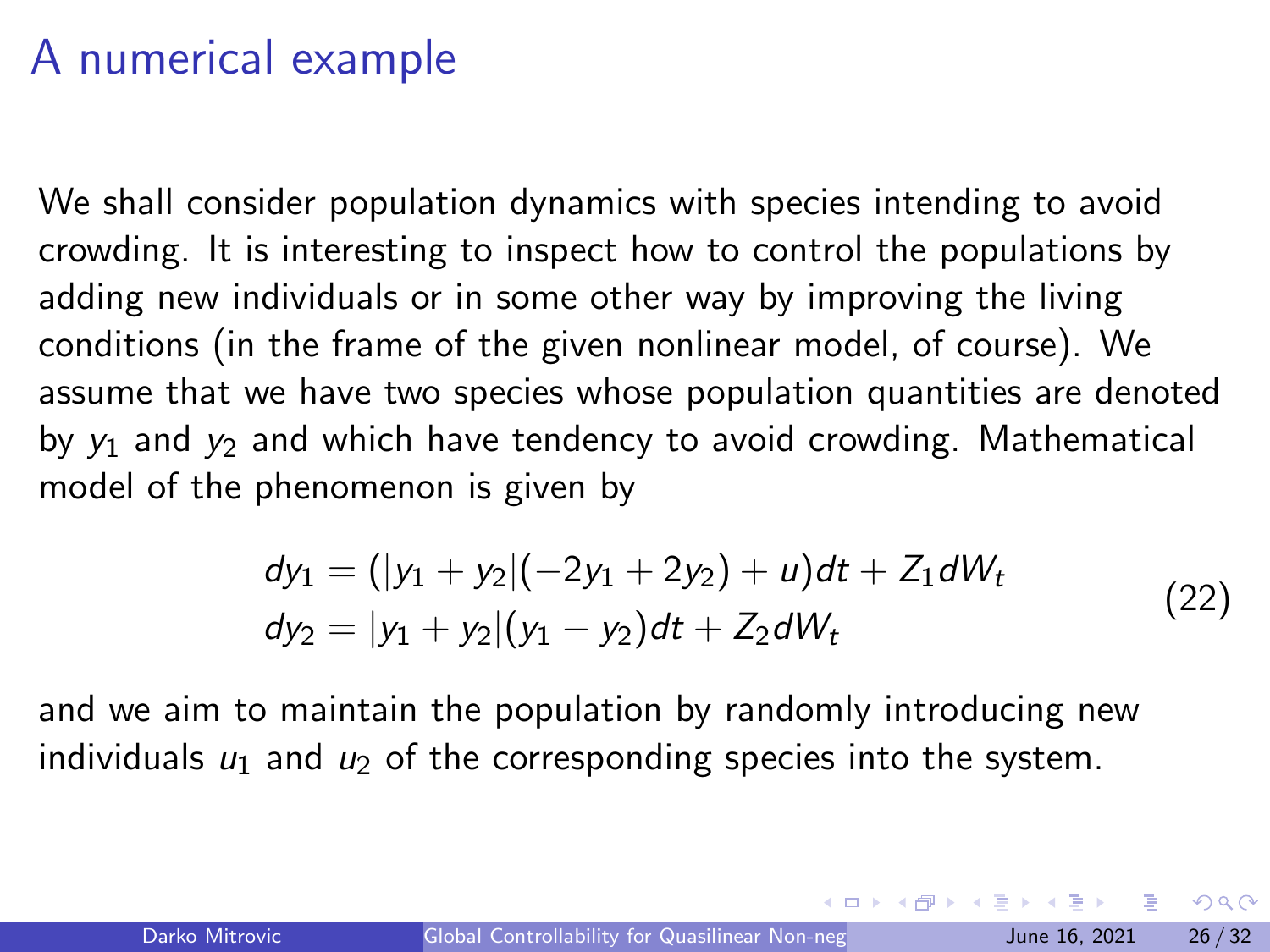# A numerical example

We shall consider population dynamics with species intending to avoid crowding. It is interesting to inspect how to control the populations by adding new individuals or in some other way by improving the living conditions (in the frame of the given nonlinear model, of course). We assume that we have two species whose population quantities are denoted by $y_1$ and $y_2$ and which have tendency to avoid crowding. Mathematical model of the phenomenon is given by

$$
\begin{aligned}
dy_1 &= (|y_1 + y_2|(-2y_1 + 2y_2) + u)dt + Z_1 dW_t \\
dy_2 &= |y_1 + y_2|(y_1 - y_2)dt + Z_2 dW_t
\end{aligned}
\tag{22}
$$

and we aim to maintain the population by randomly introducing new individuals $u_1$ and $u_2$ of the corresponding species into the system.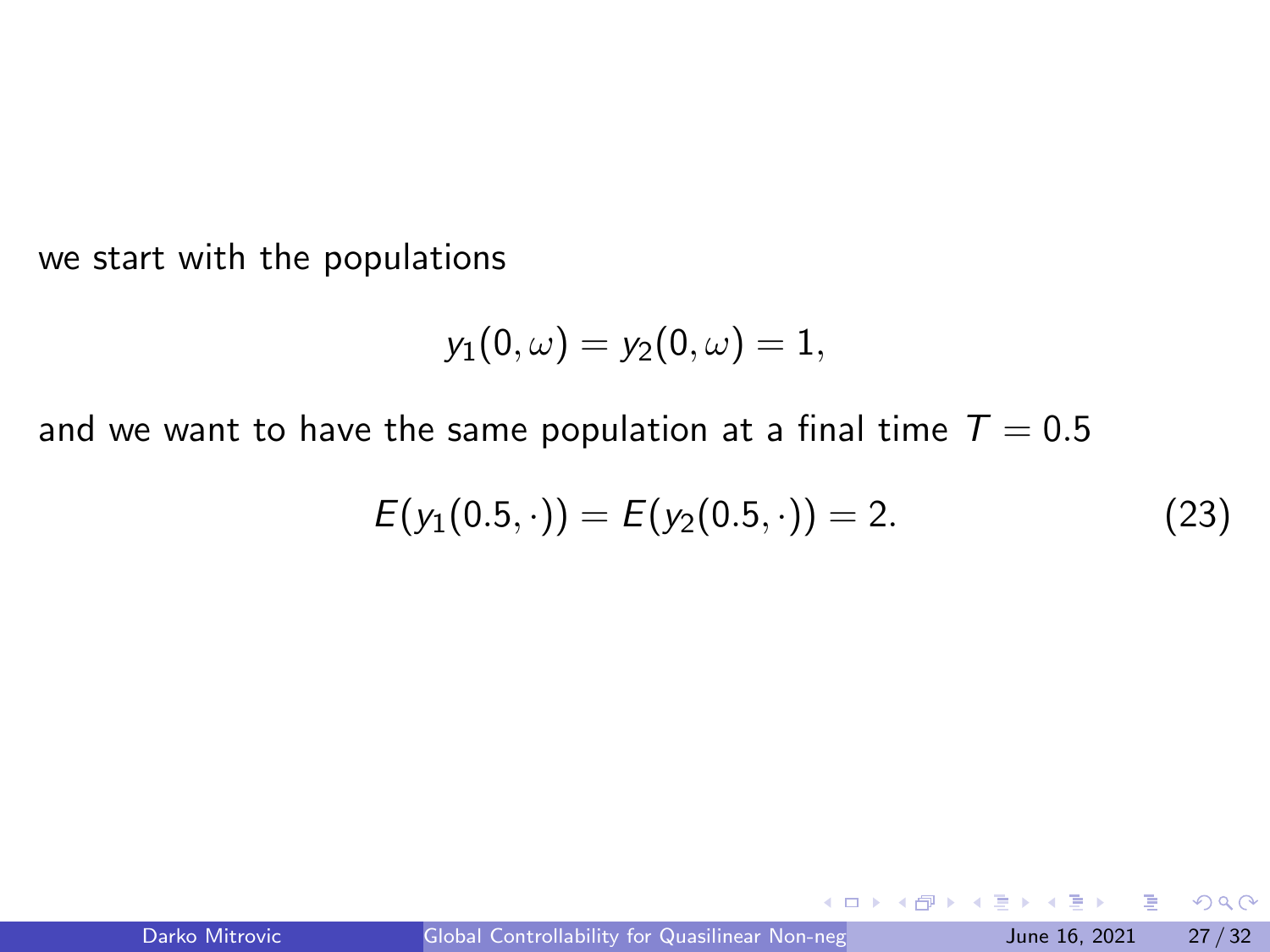we start with the populations

$$y_1(0, \omega) = y_2(0, \omega) = 1,$$

and we want to have the same population at a final time $T = 0.5$

$$E(y_1(0.5, \cdot)) = E(y_2(0.5, \cdot)) = 2. \tag{23}$$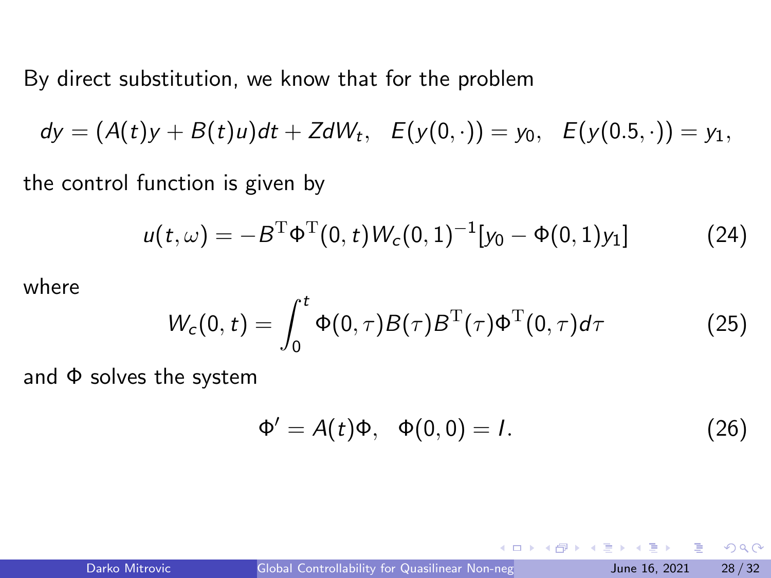By direct substitution, we know that for the problem

$$dy = (A(t)y + B(t)u)dt + ZdW_t, \quad E(y(0,\cdot)) = y_0, \quad E(y(0.5,\cdot)) = y_1,$$

the control function is given by

$$u(t,\omega) = -B^{\mathrm{T}}\Phi^{\mathrm{T}}(0,t)W_c(0,1)^{-1}[y_0 - \Phi(0,1)y_1] \tag{24}$$

where

$$W_c(0,t) = \int_0^t \Phi(0,\tau)B(\tau)B^{\mathrm{T}}(\tau)\Phi^{\mathrm{T}}(0,\tau)d\tau \tag{25}$$

and $\Phi$ solves the system

$$\Phi' = A(t)\Phi, \quad \Phi(0,0) = I. \tag{26}$$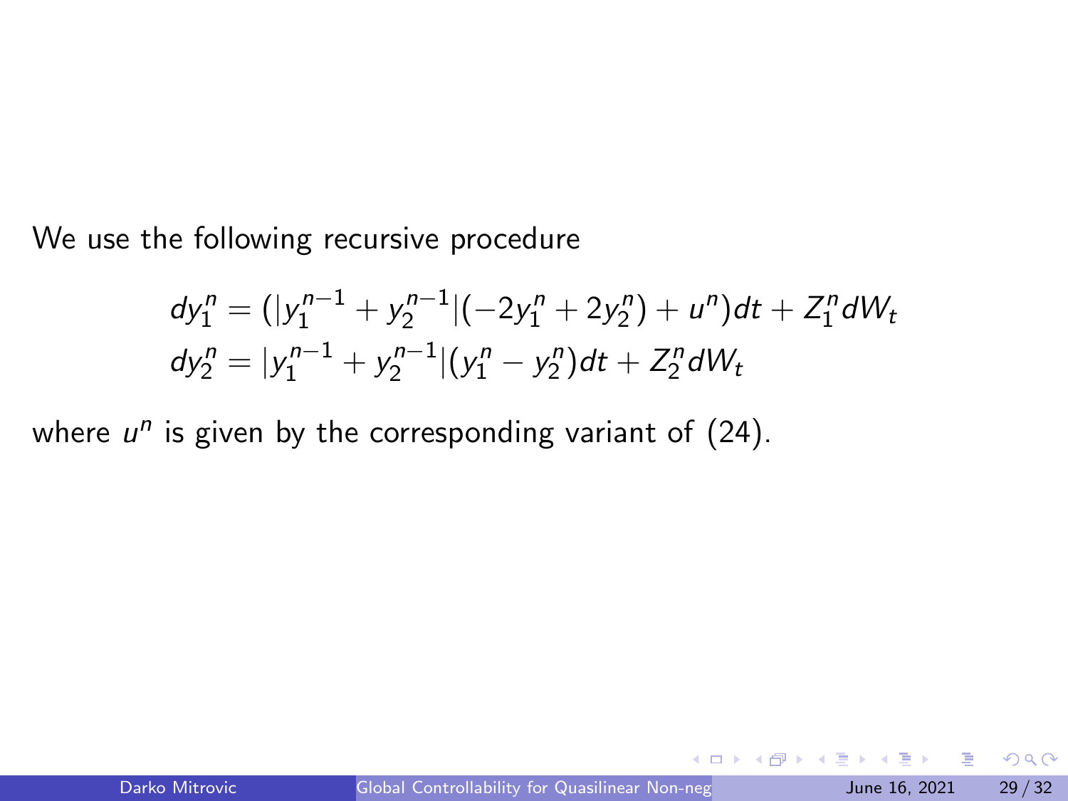We use the following recursive procedure

$$
\begin{aligned}
dy_1^n &= (|y_1^{n-1} + y_2^{n-1}|(-2y_1^n + 2y_2^n) + u^n)dt + Z_1^n dW_t \\
dy_2^n &= |y_1^{n-1} + y_2^{n-1}|(y_1^n - y_2^n)dt + Z_2^n dW_t
\end{aligned}
$$

where $u^n$ is given by the corresponding variant of (24).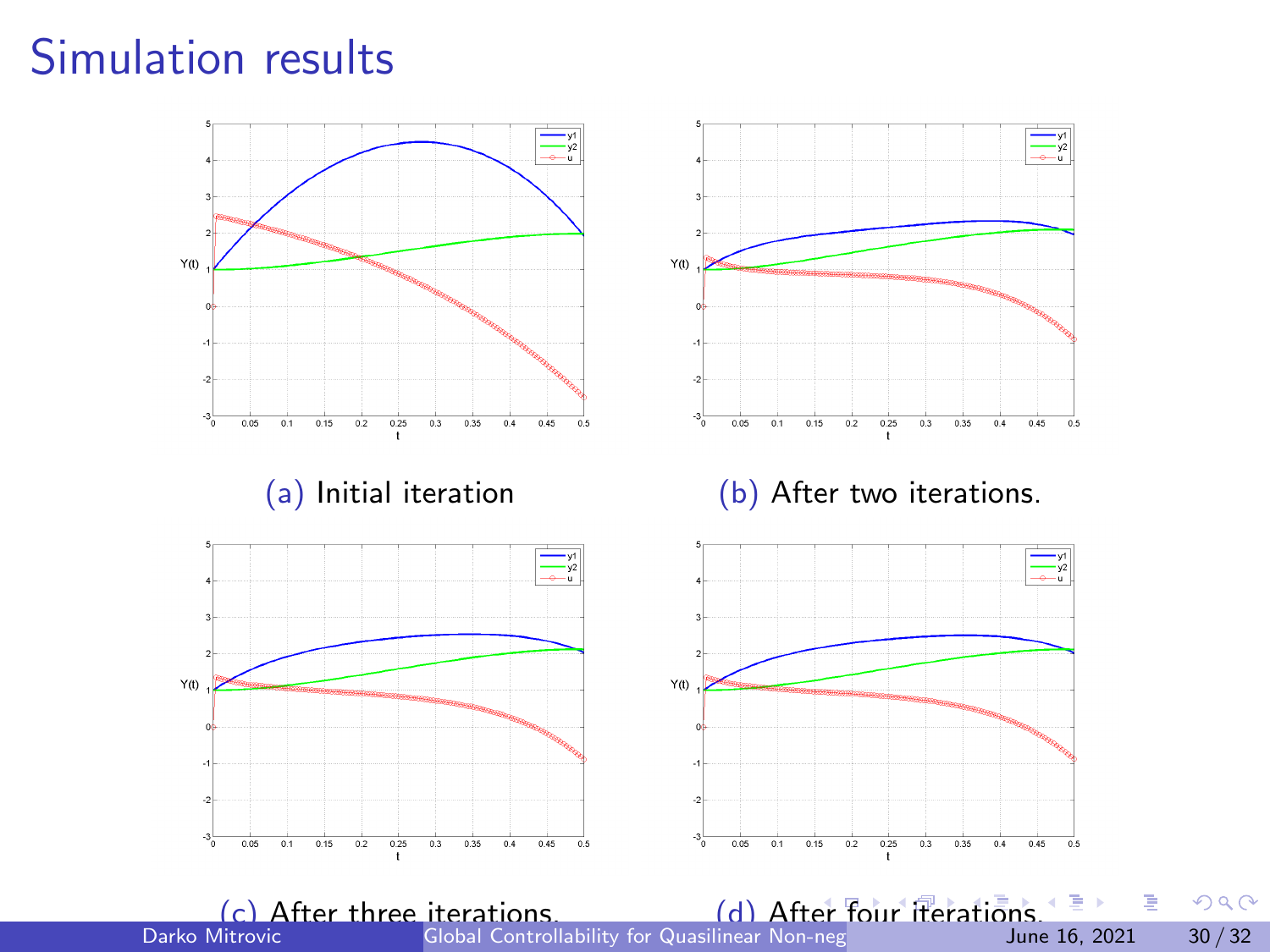# Simulation results

(a) Initial iteration

(b) After two iterations.

(c) After three iterations.

(d) After four iterations.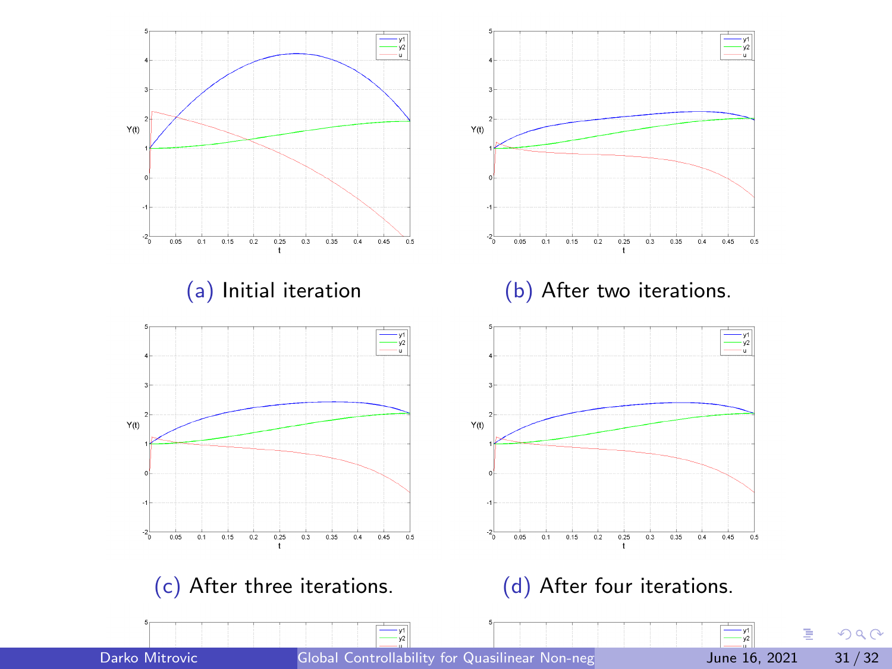(a) Initial iteration

(b) After two iterations.

(c) After three iterations.

(d) After four iterations.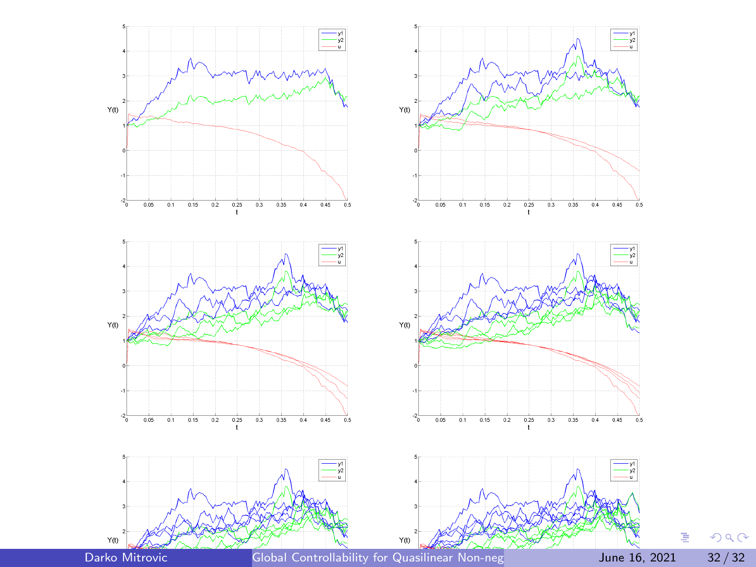Y(t)

t

y1
y2
u

5
4
3
2
1
0
-1
-2

0 0.05 0.1 0.15 0.2 0.25 0.3 0.35 0.4 0.45 0.5

Y(t)

t

y1
y2
u

5
4
3
2
1
0
-1
-2

0 0.05 0.1 0.15 0.2 0.25 0.3 0.35 0.4 0.45 0.5

Y(t)

t

y1
y2
u

5
4
3
2
1
0
-1
-2

0 0.05 0.1 0.15 0.2 0.25 0.3 0.35 0.4 0.45 0.5

Y(t)

t

y1
y2
u

5
4
3
2
1
0
-1
-2

0 0.05 0.1 0.15 0.2 0.25 0.3 0.35 0.4 0.45 0.5

Y(t)

y1
y2
u

5
4
3
2

Y(t)

y1
y2
u

5
4
3
2